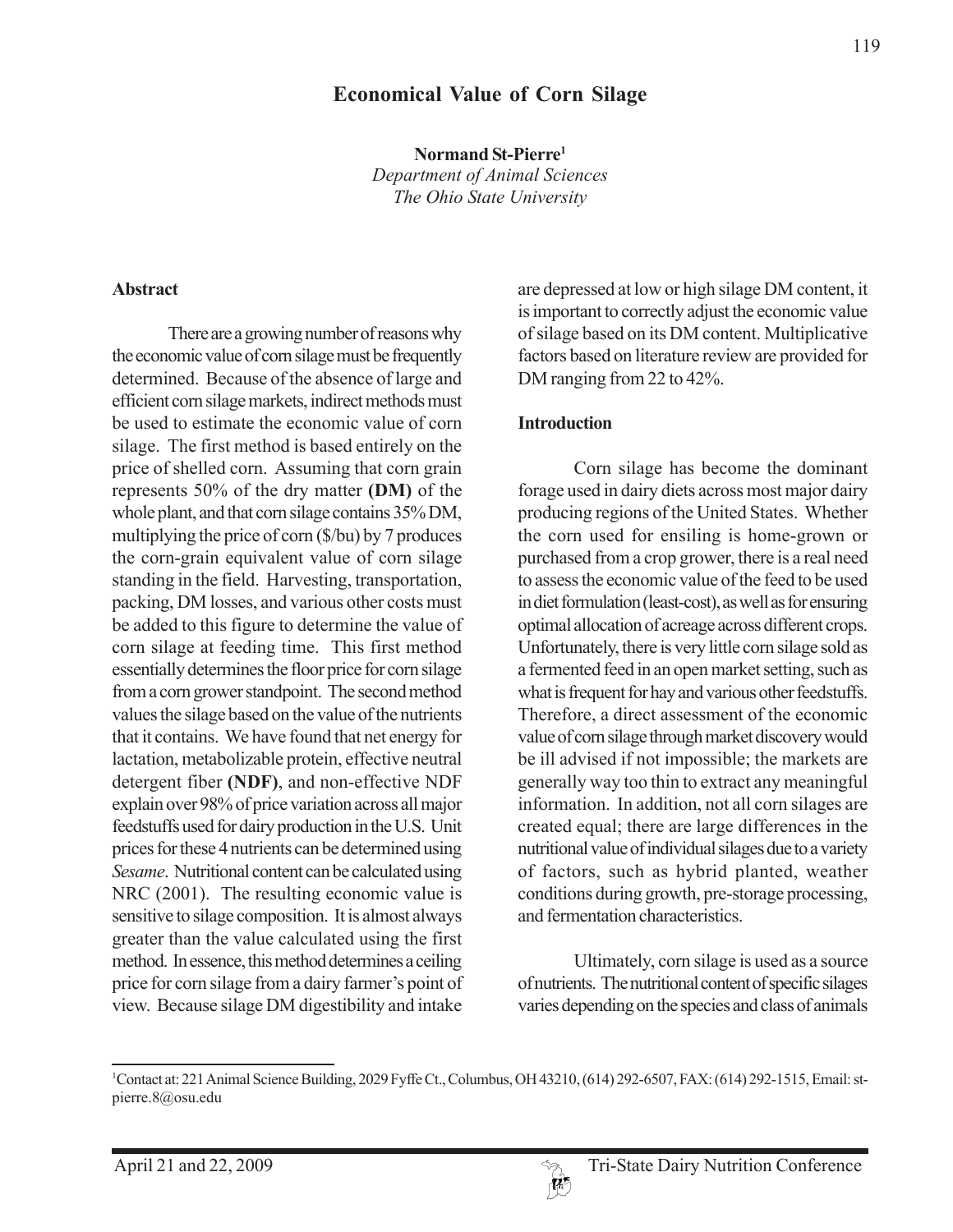# Economical Value of Corn Silage

**Normand St-Pierre**[1]
*Department of Animal Sciences*
*The Ohio State University*

## Abstract

There are a growing number of reasons why the economic value of corn silage must be frequently determined. Because of the absence of large and efficient corn silage markets, indirect methods must be used to estimate the economic value of corn silage. The first method is based entirely on the price of shelled corn. Assuming that corn grain represents 50% of the dry matter **(DM)** of the whole plant, and that corn silage contains 35% DM, multiplying the price of corn ($/bu) by 7 produces the corn-grain equivalent value of corn silage standing in the field. Harvesting, transportation, packing, DM losses, and various other costs must be added to this figure to determine the value of corn silage at feeding time. This first method essentially determines the floor price for corn silage from a corn grower standpoint. The second method values the silage based on the value of the nutrients that it contains. We have found that net energy for lactation, metabolizable protein, effective neutral detergent fiber **(NDF)**, and non-effective NDF explain over 98% of price variation across all major feedstuffs used for dairy production in the U.S. Unit prices for these 4 nutrients can be determined using *Sesame*. Nutritional content can be calculated using NRC (2001). The resulting economic value is sensitive to silage composition. It is almost always greater than the value calculated using the first method. In essence, this method determines a ceiling price for corn silage from a dairy farmer's point of view. Because silage DM digestibility and intake are depressed at low or high silage DM content, it is important to correctly adjust the economic value of silage based on its DM content. Multiplicative factors based on literature review are provided for DM ranging from 22 to 42%.

## Introduction

Corn silage has become the dominant forage used in dairy diets across most major dairy producing regions of the United States. Whether the corn used for ensiling is home-grown or purchased from a crop grower, there is a real need to assess the economic value of the feed to be used in diet formulation (least-cost), as well as for ensuring optimal allocation of acreage across different crops. Unfortunately, there is very little corn silage sold as a fermented feed in an open market setting, such as what is frequent for hay and various other feedstuffs. Therefore, a direct assessment of the economic value of corn silage through market discovery would be ill advised if not impossible; the markets are generally way too thin to extract any meaningful information. In addition, not all corn silages are created equal; there are large differences in the nutritional value of individual silages due to a variety of factors, such as hybrid planted, weather conditions during growth, pre-storage processing, and fermentation characteristics.

Ultimately, corn silage is used as a source of nutrients. The nutritional content of specific silages varies depending on the species and class of animals

---

[1]Contact at: 221 Animal Science Building, 2029 Fyffe Ct., Columbus, OH 43210, (614) 292-6507, FAX: (614) 292-1515, Email: st-pierre.8@osu.edu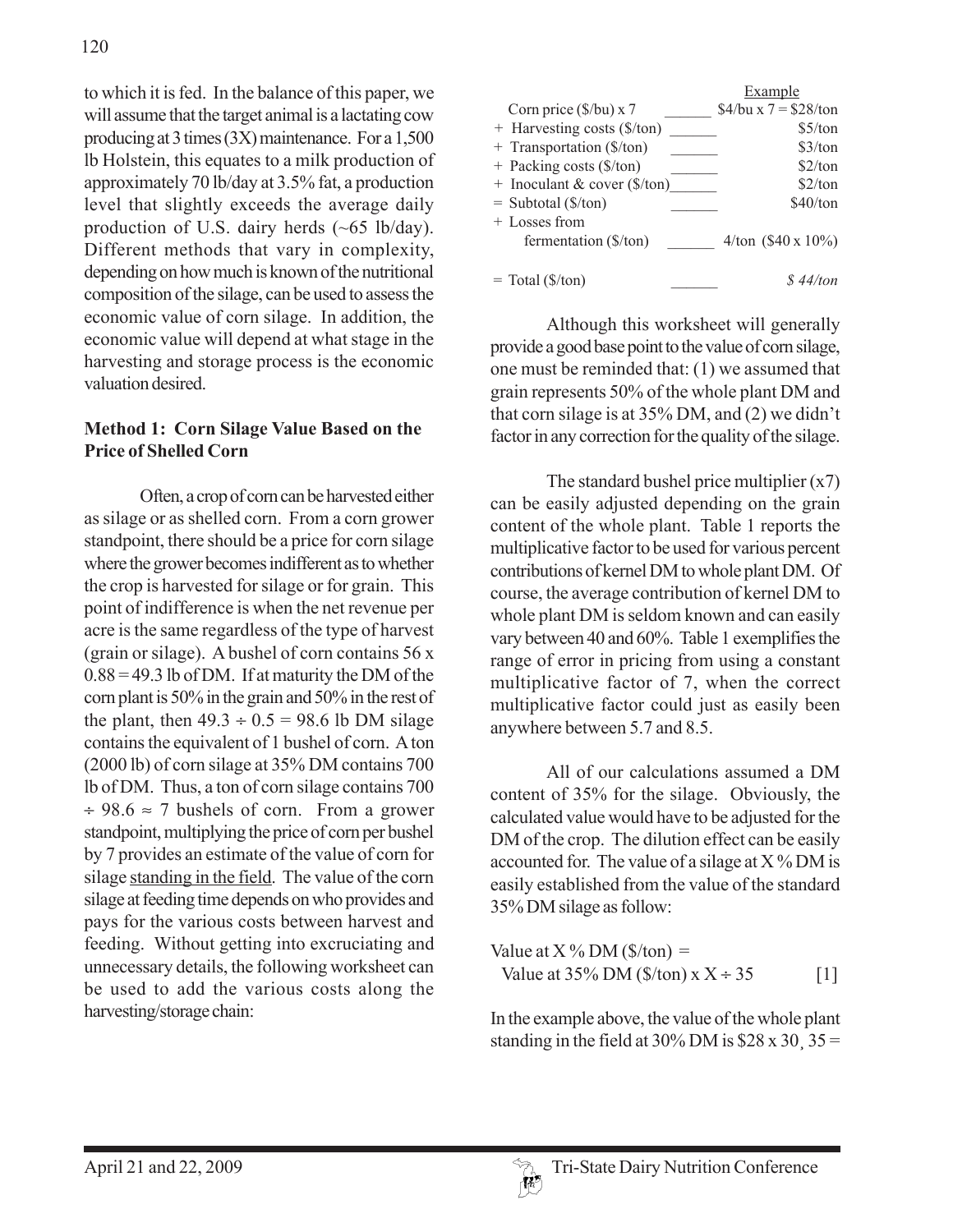to which it is fed. In the balance of this paper, we will assume that the target animal is a lactating cow producing at 3 times (3X) maintenance. For a 1,500 lb Holstein, this equates to a milk production of approximately 70 lb/day at 3.5% fat, a production level that slightly exceeds the average daily production of U.S. dairy herds (~65 lb/day). Different methods that vary in complexity, depending on how much is known of the nutritional composition of the silage, can be used to assess the economic value of corn silage. In addition, the economic value will depend at what stage in the harvesting and storage process is the economic valuation desired.

**Method 1: Corn Silage Value Based on the Price of Shelled Corn**

Often, a crop of corn can be harvested either as silage or as shelled corn. From a corn grower standpoint, there should be a price for corn silage where the grower becomes indifferent as to whether the crop is harvested for silage or for grain. This point of indifference is when the net revenue per acre is the same regardless of the type of harvest (grain or silage). A bushel of corn contains 56 x 0.88 = 49.3 lb of DM. If at maturity the DM of the corn plant is 50% in the grain and 50% in the rest of the plant, then 49.3 ÷ 0.5 = 98.6 lb DM silage contains the equivalent of 1 bushel of corn. A ton (2000 lb) of corn silage at 35% DM contains 700 lb of DM. Thus, a ton of corn silage contains 700 ÷ 98.6 ≈ 7 bushels of corn. From a grower standpoint, multiplying the price of corn per bushel by 7 provides an estimate of the value of corn for silage <u>standing in the field</u>. The value of the corn silage at feeding time depends on who provides and pays for the various costs between harvest and feeding. Without getting into excruciating and unnecessary details, the following worksheet can be used to add the various costs along the harvesting/storage chain:

| | | Example |
|---|---|---|
| Corn price ($/bu) x 7 | ______ | $4/bu x 7 = $28/ton |
| + Harvesting costs ($/ton) | ______ | $5/ton |
| + Transportation ($/ton) | ______ | $3/ton |
| + Packing costs ($/ton) | ______ | $2/ton |
| + Inoculant & cover ($/ton) | ______ | $2/ton |
| = Subtotal ($/ton) | ______ | $40/ton |
| + Losses from fermentation ($/ton) | ______ | 4/ton ($40 x 10%) |
| = Total ($/ton) | ______ | *$ 44/ton* |

Although this worksheet will generally provide a good base point to the value of corn silage, one must be reminded that: (1) we assumed that grain represents 50% of the whole plant DM and that corn silage is at 35% DM, and (2) we didn't factor in any correction for the quality of the silage.

The standard bushel price multiplier (x7) can be easily adjusted depending on the grain content of the whole plant. Table 1 reports the multiplicative factor to be used for various percent contributions of kernel DM to whole plant DM. Of course, the average contribution of kernel DM to whole plant DM is seldom known and can easily vary between 40 and 60%. Table 1 exemplifies the range of error in pricing from using a constant multiplicative factor of 7, when the correct multiplicative factor could just as easily been anywhere between 5.7 and 8.5.

All of our calculations assumed a DM content of 35% for the silage. Obviously, the calculated value would have to be adjusted for the DM of the crop. The dilution effect can be easily accounted for. The value of a silage at X % DM is easily established from the value of the standard 35% DM silage as follow:

$$\text{Value at X \% DM (\$/ton)} = \text{Value at 35\% DM (\$/ton)} \times X \div 35 \quad [1]$$

In the example above, the value of the whole plant standing in the field at 30% DM is $28 x 30¸ 35 =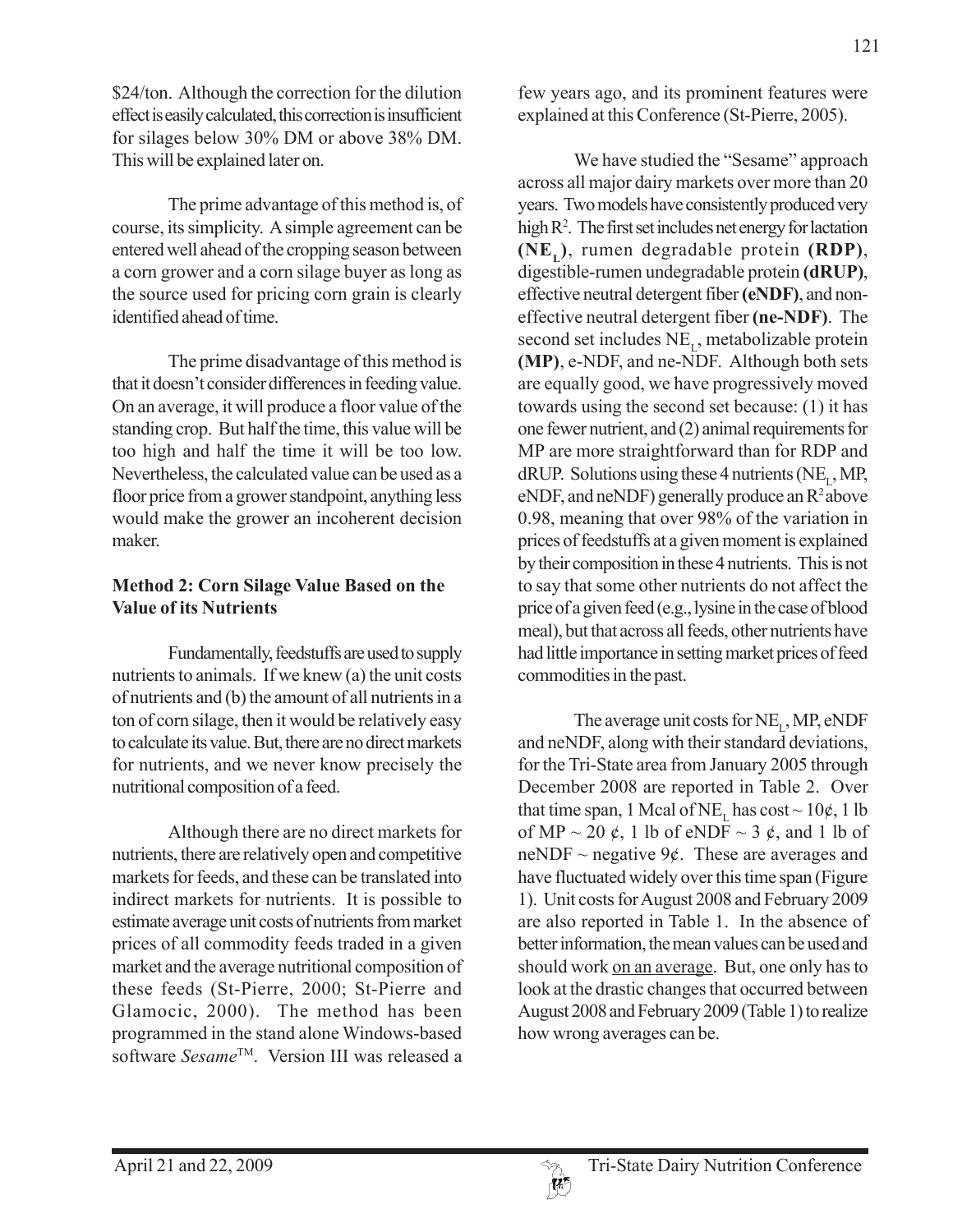\$24/ton. Although the correction for the dilution effect is easily calculated, this correction is insufficient for silages below 30% DM or above 38% DM. This will be explained later on.

The prime advantage of this method is, of course, its simplicity. A simple agreement can be entered well ahead of the cropping season between a corn grower and a corn silage buyer as long as the source used for pricing corn grain is clearly identified ahead of time.

The prime disadvantage of this method is that it doesn't consider differences in feeding value. On an average, it will produce a floor value of the standing crop. But half the time, this value will be too high and half the time it will be too low. Nevertheless, the calculated value can be used as a floor price from a grower standpoint, anything less would make the grower an incoherent decision maker.

### Method 2: Corn Silage Value Based on the Value of its Nutrients

Fundamentally, feedstuffs are used to supply nutrients to animals. If we knew (a) the unit costs of nutrients and (b) the amount of all nutrients in a ton of corn silage, then it would be relatively easy to calculate its value. But, there are no direct markets for nutrients, and we never know precisely the nutritional composition of a feed.

Although there are no direct markets for nutrients, there are relatively open and competitive markets for feeds, and these can be translated into indirect markets for nutrients. It is possible to estimate average unit costs of nutrients from market prices of all commodity feeds traded in a given market and the average nutritional composition of these feeds (St-Pierre, 2000; St-Pierre and Glamocic, 2000). The method has been programmed in the stand alone Windows-based software *Sesame*™. Version III was released a few years ago, and its prominent features were explained at this Conference (St-Pierre, 2005).

We have studied the "Sesame" approach across all major dairy markets over more than 20 years. Two models have consistently produced very high $R^2$. The first set includes net energy for lactation **($NE_L$)**, rumen degradable protein **(RDP)**, digestible-rumen undegradable protein **(dRUP)**, effective neutral detergent fiber **(eNDF)**, and non-effective neutral detergent fiber **(ne-NDF)**. The second set includes $NE_L$, metabolizable protein **(MP)**, e-NDF, and ne-NDF. Although both sets are equally good, we have progressively moved towards using the second set because: (1) it has one fewer nutrient, and (2) animal requirements for MP are more straightforward than for RDP and dRUP. Solutions using these 4 nutrients ($NE_L$, MP, eNDF, and neNDF) generally produce an $R^2$ above 0.98, meaning that over 98% of the variation in prices of feedstuffs at a given moment is explained by their composition in these 4 nutrients. This is not to say that some other nutrients do not affect the price of a given feed (e.g., lysine in the case of blood meal), but that across all feeds, other nutrients have had little importance in setting market prices of feed commodities in the past.

The average unit costs for $NE_L$, MP, eNDF and neNDF, along with their standard deviations, for the Tri-State area from January 2005 through December 2008 are reported in Table 2. Over that time span, 1 Mcal of $NE_L$ has cost ~ 10¢, 1 lb of MP ~ 20 ¢, 1 lb of eNDF ~ 3 ¢, and 1 lb of neNDF ~ negative 9¢. These are averages and have fluctuated widely over this time span (Figure 1). Unit costs for August 2008 and February 2009 are also reported in Table 1. In the absence of better information, the mean values can be used and should work <u>on an average</u>. But, one only has to look at the drastic changes that occurred between August 2008 and February 2009 (Table 1) to realize how wrong averages can be.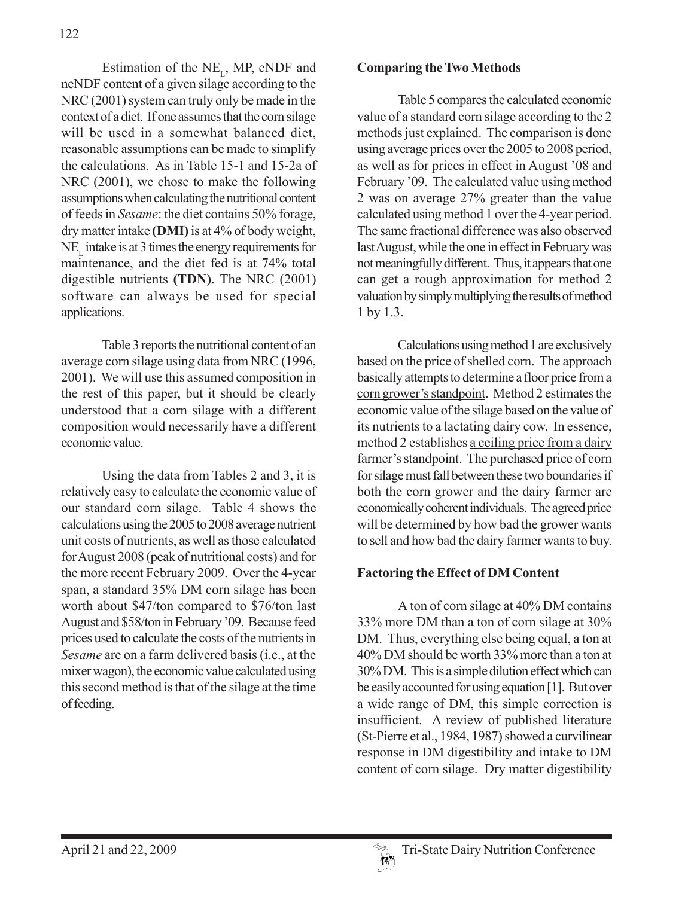Estimation of the $NE_L$, MP, eNDF and neNDF content of a given silage according to the NRC (2001) system can truly only be made in the context of a diet. If one assumes that the corn silage will be used in a somewhat balanced diet, reasonable assumptions can be made to simplify the calculations. As in Table 15-1 and 15-2a of NRC (2001), we chose to make the following assumptions when calculating the nutritional content of feeds in *Sesame*: the diet contains 50% forage, dry matter intake **(DMI)** is at 4% of body weight, $NE_L$ intake is at 3 times the energy requirements for maintenance, and the diet fed is at 74% total digestible nutrients **(TDN)**. The NRC (2001) software can always be used for special applications.

Table 3 reports the nutritional content of an average corn silage using data from NRC (1996, 2001). We will use this assumed composition in the rest of this paper, but it should be clearly understood that a corn silage with a different composition would necessarily have a different economic value.

Using the data from Tables 2 and 3, it is relatively easy to calculate the economic value of our standard corn silage. Table 4 shows the calculations using the 2005 to 2008 average nutrient unit costs of nutrients, as well as those calculated for August 2008 (peak of nutritional costs) and for the more recent February 2009. Over the 4-year span, a standard 35% DM corn silage has been worth about $47/ton compared to $76/ton last August and $58/ton in February '09. Because feed prices used to calculate the costs of the nutrients in *Sesame* are on a farm delivered basis (i.e., at the mixer wagon), the economic value calculated using this second method is that of the silage at the time of feeding.

**Comparing the Two Methods**

Table 5 compares the calculated economic value of a standard corn silage according to the 2 methods just explained. The comparison is done using average prices over the 2005 to 2008 period, as well as for prices in effect in August '08 and February '09. The calculated value using method 2 was on average 27% greater than the value calculated using method 1 over the 4-year period. The same fractional difference was also observed last August, while the one in effect in February was not meaningfully different. Thus, it appears that one can get a rough approximation for method 2 valuation by simply multiplying the results of method 1 by 1.3.

Calculations using method 1 are exclusively based on the price of shelled corn. The approach basically attempts to determine a floor price from a corn grower's standpoint. Method 2 estimates the economic value of the silage based on the value of its nutrients to a lactating dairy cow. In essence, method 2 establishes a ceiling price from a dairy farmer's standpoint. The purchased price of corn for silage must fall between these two boundaries if both the corn grower and the dairy farmer are economically coherent individuals. The agreed price will be determined by how bad the grower wants to sell and how bad the dairy farmer wants to buy.

**Factoring the Effect of DM Content**

A ton of corn silage at 40% DM contains 33% more DM than a ton of corn silage at 30% DM. Thus, everything else being equal, a ton at 40% DM should be worth 33% more than a ton at 30% DM. This is a simple dilution effect which can be easily accounted for using equation [1]. But over a wide range of DM, this simple correction is insufficient. A review of published literature (St-Pierre et al., 1984, 1987) showed a curvilinear response in DM digestibility and intake to DM content of corn silage. Dry matter digestibility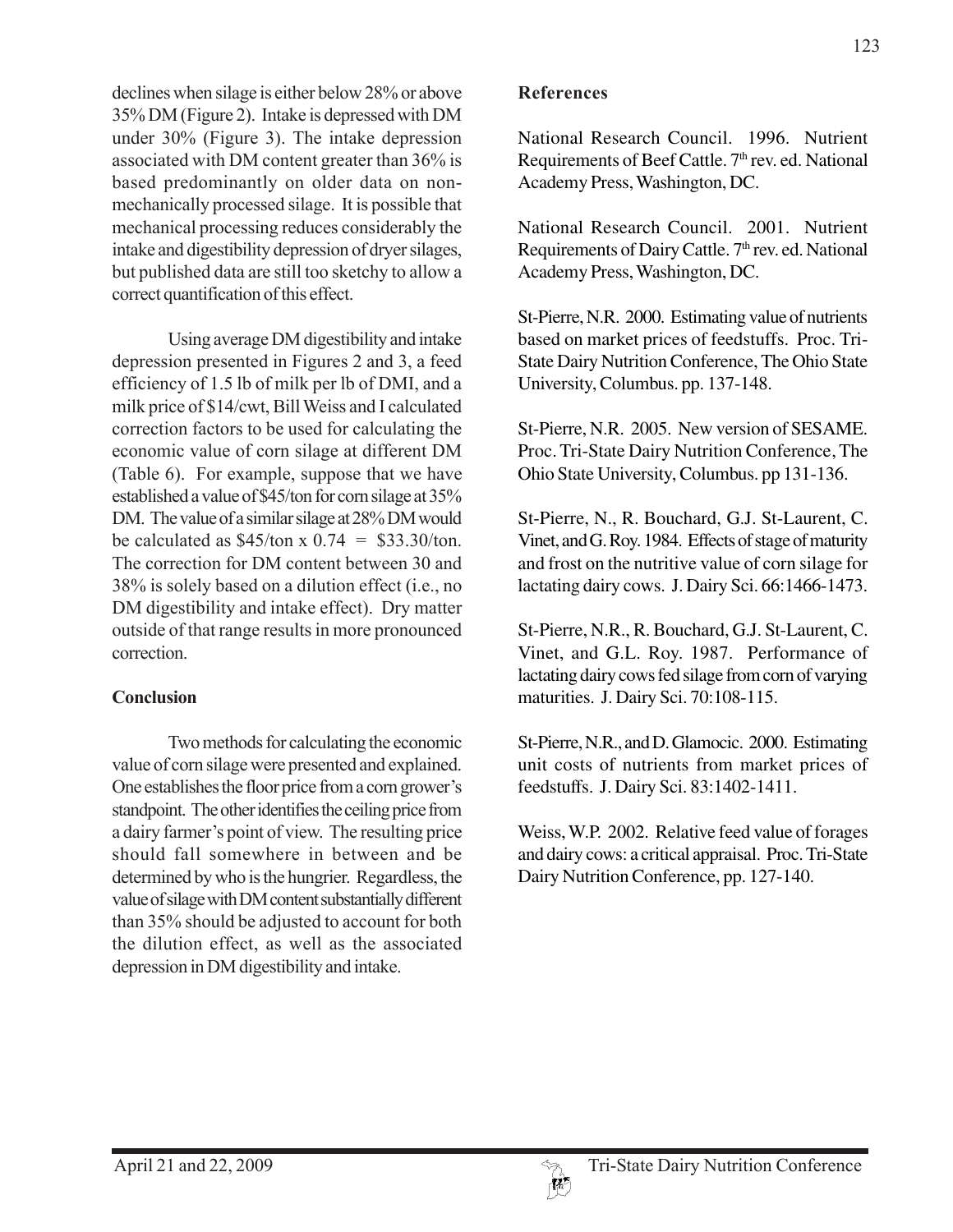declines when silage is either below 28% or above 35% DM (Figure 2). Intake is depressed with DM under 30% (Figure 3). The intake depression associated with DM content greater than 36% is based predominantly on older data on non-mechanically processed silage. It is possible that mechanical processing reduces considerably the intake and digestibility depression of dryer silages, but published data are still too sketchy to allow a correct quantification of this effect.

Using average DM digestibility and intake depression presented in Figures 2 and 3, a feed efficiency of 1.5 lb of milk per lb of DMI, and a milk price of $14/cwt, Bill Weiss and I calculated correction factors to be used for calculating the economic value of corn silage at different DM (Table 6). For example, suppose that we have established a value of $45/ton for corn silage at 35% DM. The value of a similar silage at 28% DM would be calculated as $45/ton x 0.74 = $33.30/ton. The correction for DM content between 30 and 38% is solely based on a dilution effect (i.e., no DM digestibility and intake effect). Dry matter outside of that range results in more pronounced correction.

## Conclusion

Two methods for calculating the economic value of corn silage were presented and explained. One establishes the floor price from a corn grower's standpoint. The other identifies the ceiling price from a dairy farmer's point of view. The resulting price should fall somewhere in between and be determined by who is the hungrier. Regardless, the value of silage with DM content substantially different than 35% should be adjusted to account for both the dilution effect, as well as the associated depression in DM digestibility and intake.

## References

National Research Council. 1996. Nutrient Requirements of Beef Cattle. 7th rev. ed. National Academy Press, Washington, DC.

National Research Council. 2001. Nutrient Requirements of Dairy Cattle. 7th rev. ed. National Academy Press, Washington, DC.

St-Pierre, N.R. 2000. Estimating value of nutrients based on market prices of feedstuffs. Proc. Tri-State Dairy Nutrition Conference, The Ohio State University, Columbus. pp. 137-148.

St-Pierre, N.R. 2005. New version of SESAME. Proc. Tri-State Dairy Nutrition Conference, The Ohio State University, Columbus. pp 131-136.

St-Pierre, N., R. Bouchard, G.J. St-Laurent, C. Vinet, and G. Roy. 1984. Effects of stage of maturity and frost on the nutritive value of corn silage for lactating dairy cows. J. Dairy Sci. 66:1466-1473.

St-Pierre, N.R., R. Bouchard, G.J. St-Laurent, C. Vinet, and G.L. Roy. 1987. Performance of lactating dairy cows fed silage from corn of varying maturities. J. Dairy Sci. 70:108-115.

St-Pierre, N.R., and D. Glamocic. 2000. Estimating unit costs of nutrients from market prices of feedstuffs. J. Dairy Sci. 83:1402-1411.

Weiss, W.P. 2002. Relative feed value of forages and dairy cows: a critical appraisal. Proc. Tri-State Dairy Nutrition Conference, pp. 127-140.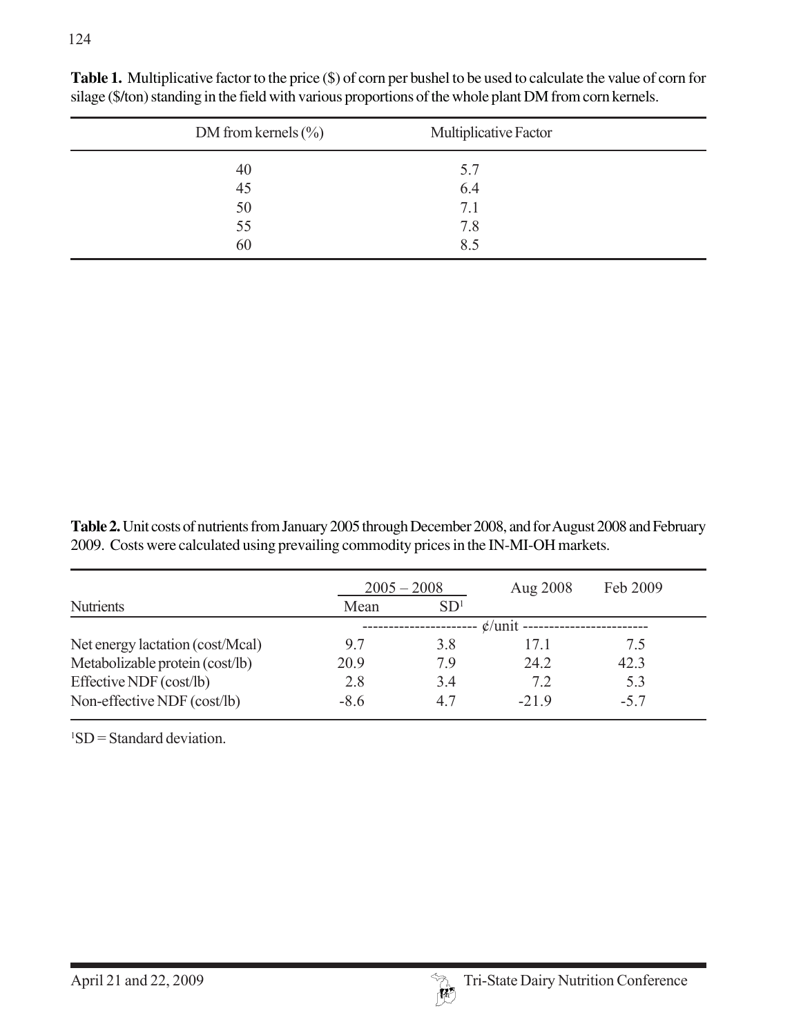**Table 1.** Multiplicative factor to the price ($) of corn per bushel to be used to calculate the value of corn for silage ($/ton) standing in the field with various proportions of the whole plant DM from corn kernels.

| DM from kernels (%) | Multiplicative Factor |
|---|---|
| 40 | 5.7 |
| 45 | 6.4 |
| 50 | 7.1 |
| 55 | 7.8 |
| 60 | 8.5 |

**Table 2.** Unit costs of nutrients from January 2005 through December 2008, and for August 2008 and February 2009. Costs were calculated using prevailing commodity prices in the IN-MI-OH markets.

| | 2005 – 2008 | | Aug 2008 | Feb 2009 |
|---|---|---|---|---|
| Nutrients | Mean | SD[1] | | |
| | ¢/unit | | | |
| Net energy lactation (cost/Mcal) | 9.7 | 3.8 | 17.1 | 7.5 |
| Metabolizable protein (cost/lb) | 20.9 | 7.9 | 24.2 | 42.3 |
| Effective NDF (cost/lb) | 2.8 | 3.4 | 7.2 | 5.3 |
| Non-effective NDF (cost/lb) | -8.6 | 4.7 | -21.9 | -5.7 |

[1]SD = Standard deviation.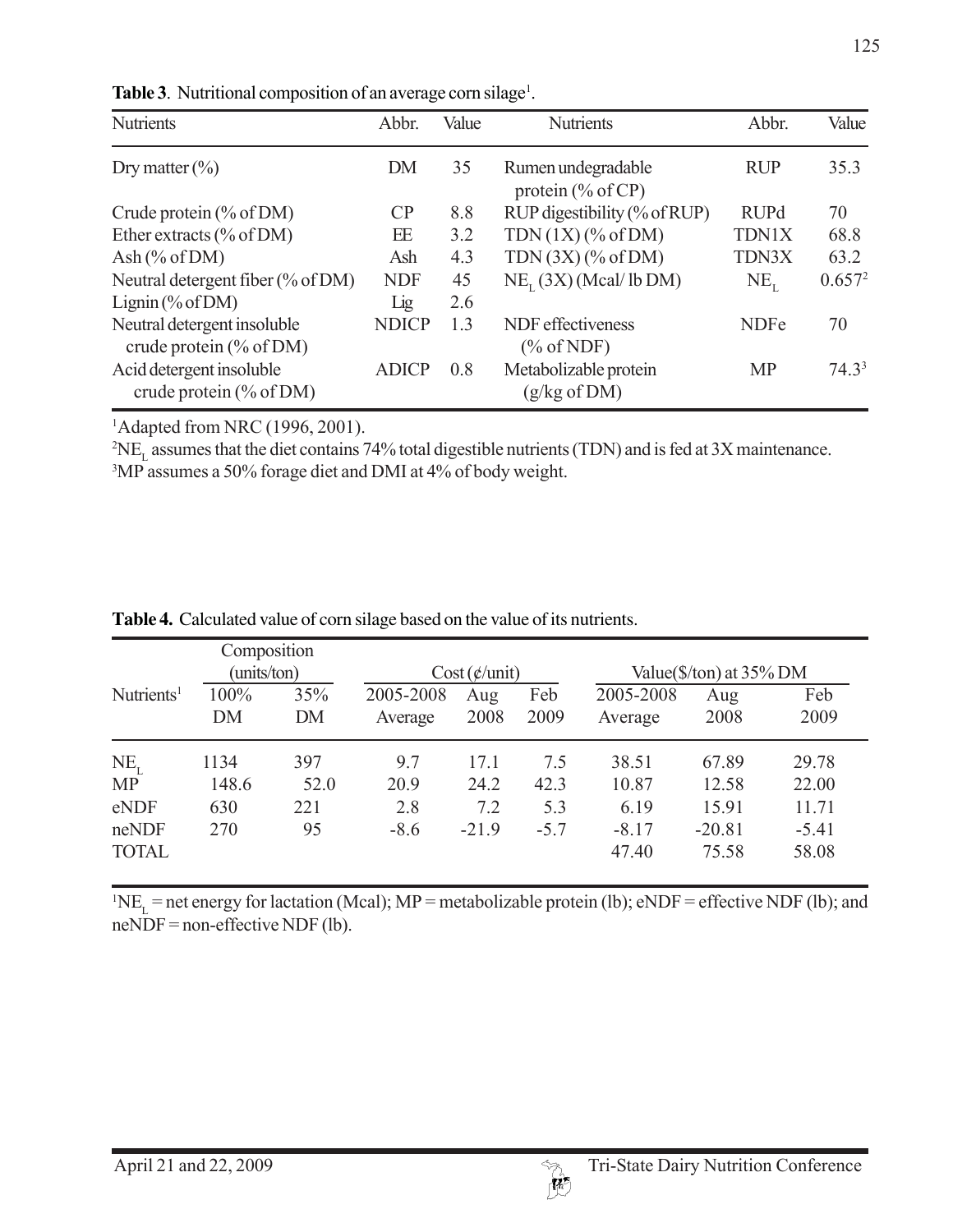**Table 3**. Nutritional composition of an average corn silage[1].

| Nutrients | Abbr. | Value | Nutrients | Abbr. | Value |
|---|---|---|---|---|---|
| Dry matter (%) | DM | 35 | Rumen undegradable protein (% of CP) | RUP | 35.3 |
| Crude protein (% of DM) | CP | 8.8 | RUP digestibility (% of RUP) | RUPd | 70 |
| Ether extracts (% of DM) | EE | 3.2 | TDN (1X) (% of DM) | TDN1X | 68.8 |
| Ash (% of DM) | Ash | 4.3 | TDN (3X) (% of DM) | TDN3X | 63.2 |
| Neutral detergent fiber (% of DM) | NDF | 45 | $NE_L$ (3X) (Mcal/ lb DM) | $NE_L$ | 0.657[2] |
| Lignin (% of DM) | Lig | 2.6 | | | |
| Neutral detergent insoluble crude protein (% of DM) | NDICP | 1.3 | NDF effectiveness (% of NDF) | NDFe | 70 |
| Acid detergent insoluble crude protein (% of DM) | ADICP | 0.8 | Metabolizable protein (g/kg of DM) | MP | 74.3[3] |

[1]Adapted from NRC (1996, 2001).
[2]$NE_L$ assumes that the diet contains 74% total digestible nutrients (TDN) and is fed at 3X maintenance.
[3]MP assumes a 50% forage diet and DMI at 4% of body weight.

**Table 4.** Calculated value of corn silage based on the value of its nutrients.

| Nutrients[1] | Composition (units/ton) | | Cost (¢/unit) | | | Value($/ton) at 35% DM | | |
|---|---|---|---|---|---|---|---|---|
| | 100% DM | 35% DM | 2005-2008 Average | Aug 2008 | Feb 2009 | 2005-2008 Average | Aug 2008 | Feb 2009 |
| $NE_L$ | 1134 | 397 | 9.7 | 17.1 | 7.5 | 38.51 | 67.89 | 29.78 |
| MP | 148.6 | 52.0 | 20.9 | 24.2 | 42.3 | 10.87 | 12.58 | 22.00 |
| eNDF | 630 | 221 | 2.8 | 7.2 | 5.3 | 6.19 | 15.91 | 11.71 |
| neNDF | 270 | 95 | -8.6 | -21.9 | -5.7 | -8.17 | -20.81 | -5.41 |
| TOTAL | | | | | | 47.40 | 75.58 | 58.08 |

[1]$NE_L$ = net energy for lactation (Mcal); MP = metabolizable protein (lb); eNDF = effective NDF (lb); and neNDF = non-effective NDF (lb).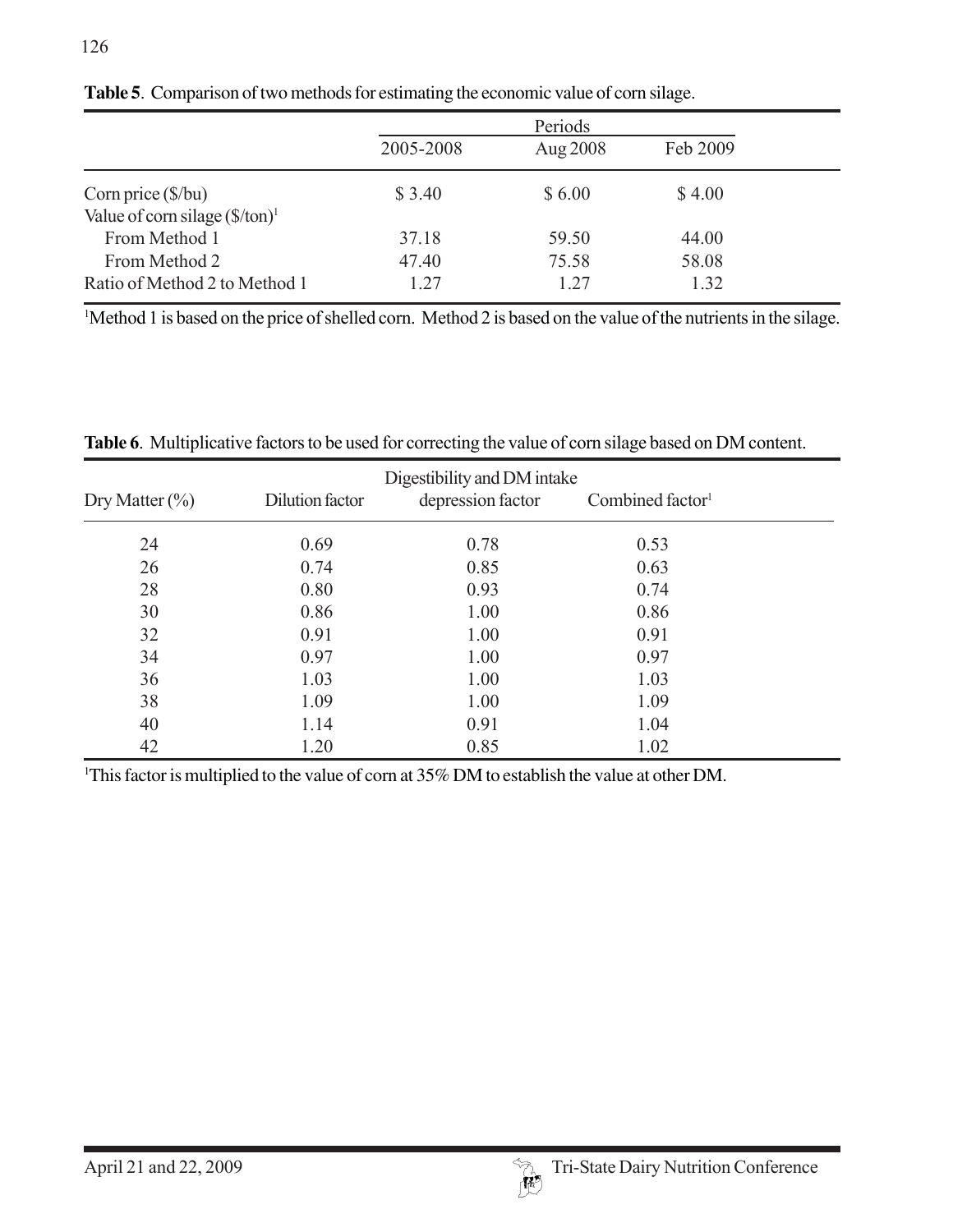**Table 5**. Comparison of two methods for estimating the economic value of corn silage.

| | Periods | | |
|---|---|---|---|
| | 2005-2008 | Aug 2008 | Feb 2009 |
| Corn price ($/bu) | $ 3.40 | $ 6.00 | $ 4.00 |
| Value of corn silage ($/ton)[1] | | | |
| From Method 1 | 37.18 | 59.50 | 44.00 |
| From Method 2 | 47.40 | 75.58 | 58.08 |
| Ratio of Method 2 to Method 1 | 1.27 | 1.27 | 1.32 |

[1]Method 1 is based on the price of shelled corn. Method 2 is based on the value of the nutrients in the silage.

**Table 6**. Multiplicative factors to be used for correcting the value of corn silage based on DM content.

| Dry Matter (%) | Dilution factor | Digestibility and DM intake depression factor | Combined factor[1] |
|---|---|---|---|
| 24 | 0.69 | 0.78 | 0.53 |
| 26 | 0.74 | 0.85 | 0.63 |
| 28 | 0.80 | 0.93 | 0.74 |
| 30 | 0.86 | 1.00 | 0.86 |
| 32 | 0.91 | 1.00 | 0.91 |
| 34 | 0.97 | 1.00 | 0.97 |
| 36 | 1.03 | 1.00 | 1.03 |
| 38 | 1.09 | 1.00 | 1.09 |
| 40 | 1.14 | 0.91 | 1.04 |
| 42 | 1.20 | 0.85 | 1.02 |

[1]This factor is multiplied to the value of corn at 35% DM to establish the value at other DM.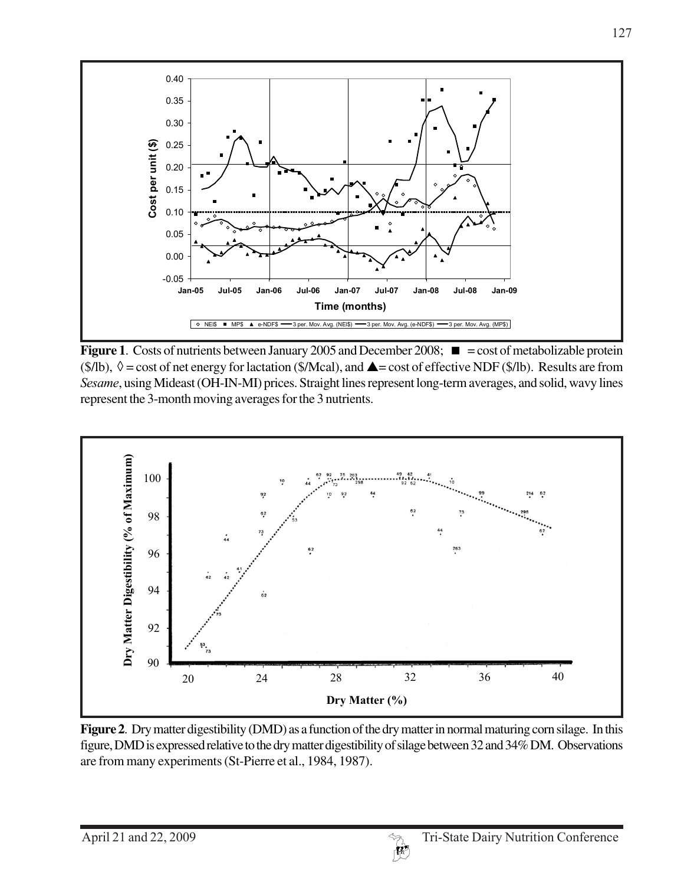**Figure 1**. Costs of nutrients between January 2005 and December 2008; ■ = cost of metabolizable protein ($/lb), ◊ = cost of net energy for lactation ($/Mcal), and ▲= cost of effective NDF ($/lb). Results are from *Sesame*, using Mideast (OH-IN-MI) prices. Straight lines represent long-term averages, and solid, wavy lines represent the 3-month moving averages for the 3 nutrients.

**Figure 2**. Dry matter digestibility (DMD) as a function of the dry matter in normal maturing corn silage. In this figure, DMD is expressed relative to the dry matter digestibility of silage between 32 and 34% DM. Observations are from many experiments (St-Pierre et al., 1984, 1987).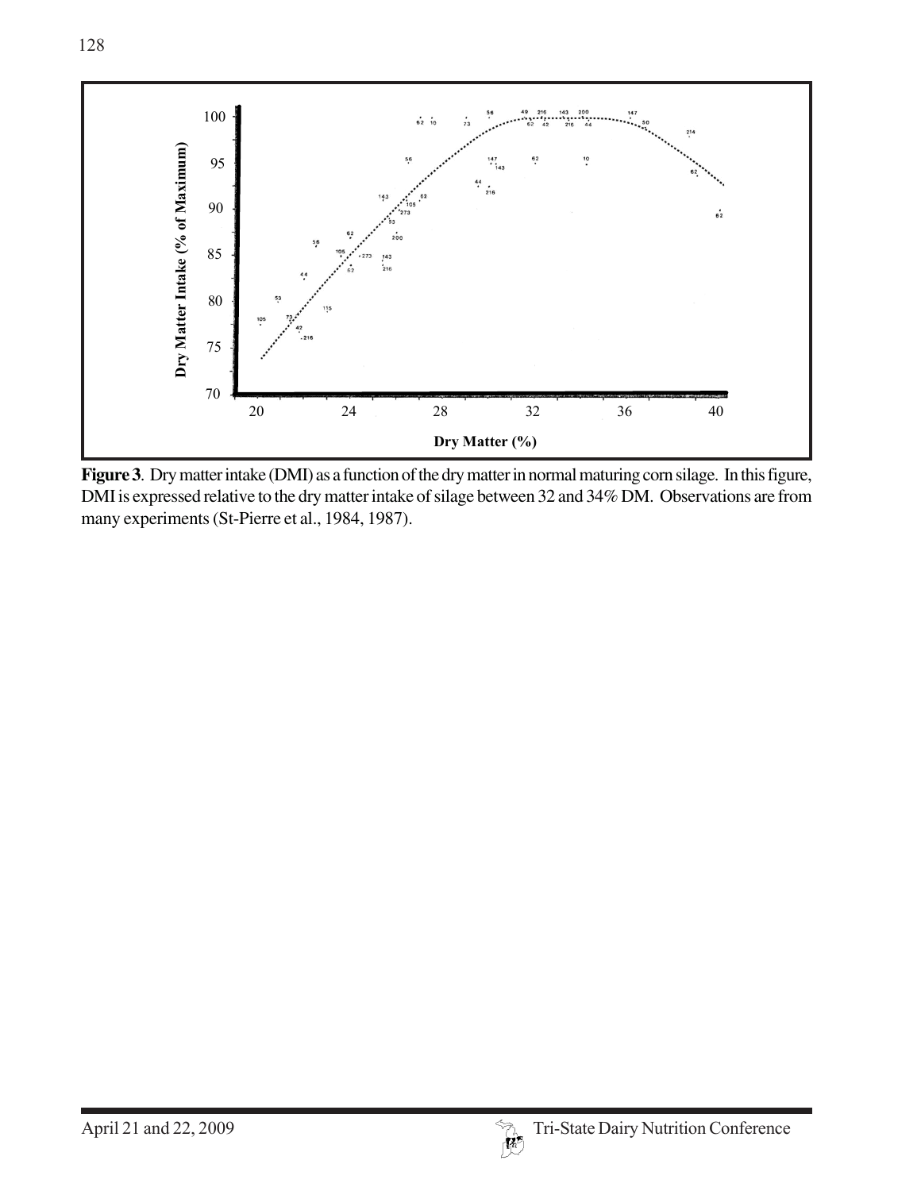Dry Matter Intake (% of Maximum)

100

95

90

85

80

75

70

20

24

28

32

36

40

Dry Matter (%)

**Figure 3**. Dry matter intake (DMI) as a function of the dry matter in normal maturing corn silage. In this figure, DMI is expressed relative to the dry matter intake of silage between 32 and 34% DM. Observations are from many experiments (St-Pierre et al., 1984, 1987).